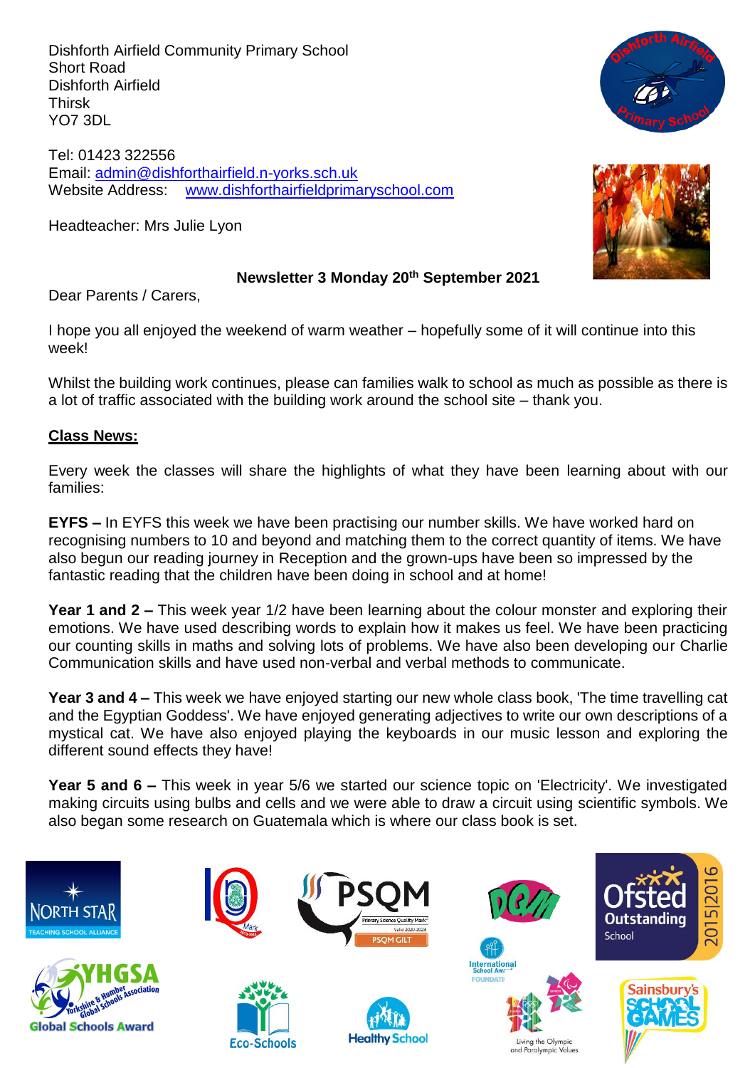Dishforth Airfield Community Primary School
Short Road
Dishforth Airfield
Thirsk
YO7 3DL

Tel: 01423 322556
Email: [admin@dishforthairfield.n-yorks.sch.uk](mailto:admin@dishforthairfield.n-yorks.sch.uk)
Website Address: [www.dishforthairfieldprimaryschool.com](http://www.dishforthairfieldprimaryschool.com)

Headteacher: Mrs Julie Lyon

**Newsletter 3 Monday 20th September 2021**

Dear Parents / Carers,

I hope you all enjoyed the weekend of warm weather – hopefully some of it will continue into this week!

Whilst the building work continues, please can families walk to school as much as possible as there is a lot of traffic associated with the building work around the school site – thank you.

## Class News:

Every week the classes will share the highlights of what they have been learning about with our families:

**EYFS –** In EYFS this week we have been practising our number skills. We have worked hard on recognising numbers to 10 and beyond and matching them to the correct quantity of items. We have also begun our reading journey in Reception and the grown-ups have been so impressed by the fantastic reading that the children have been doing in school and at home!

**Year 1 and 2 –** This week year 1/2 have been learning about the colour monster and exploring their emotions. We have used describing words to explain how it makes us feel. We have been practicing our counting skills in maths and solving lots of problems. We have also been developing our Charlie Communication skills and have used non-verbal and verbal methods to communicate.

**Year 3 and 4 –** This week we have enjoyed starting our new whole class book, 'The time travelling cat and the Egyptian Goddess'. We have enjoyed generating adjectives to write our own descriptions of a mystical cat. We have also enjoyed playing the keyboards in our music lesson and exploring the different sound effects they have!

**Year 5 and 6 –** This week in year 5/6 we started our science topic on 'Electricity'. We investigated making circuits using bulbs and cells and we were able to draw a circuit using scientific symbols. We also began some research on Guatemala which is where our class book is set.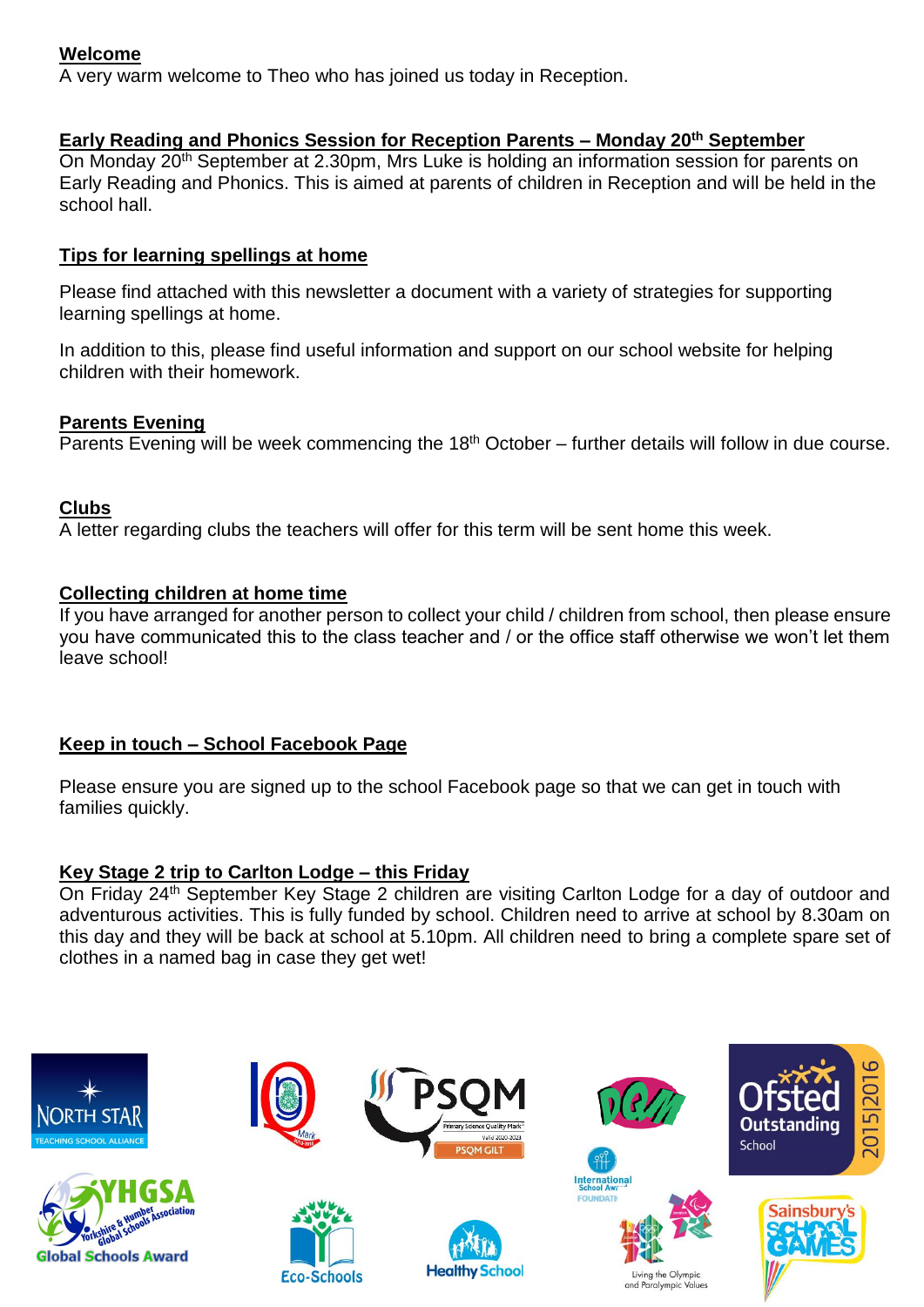## Welcome

A very warm welcome to Theo who has joined us today in Reception.

## Early Reading and Phonics Session for Reception Parents – Monday 20th September

On Monday 20th September at 2.30pm, Mrs Luke is holding an information session for parents on Early Reading and Phonics. This is aimed at parents of children in Reception and will be held in the school hall.

## Tips for learning spellings at home

Please find attached with this newsletter a document with a variety of strategies for supporting learning spellings at home.

In addition to this, please find useful information and support on our school website for helping children with their homework.

## Parents Evening

Parents Evening will be week commencing the 18th October – further details will follow in due course.

## Clubs

A letter regarding clubs the teachers will offer for this term will be sent home this week.

## Collecting children at home time

If you have arranged for another person to collect your child / children from school, then please ensure you have communicated this to the class teacher and / or the office staff otherwise we won't let them leave school!

## Keep in touch – School Facebook Page

Please ensure you are signed up to the school Facebook page so that we can get in touch with families quickly.

## Key Stage 2 trip to Carlton Lodge – this Friday

On Friday 24th September Key Stage 2 children are visiting Carlton Lodge for a day of outdoor and adventurous activities. This is fully funded by school. Children need to arrive at school by 8.30am on this day and they will be back at school at 5.10pm. All children need to bring a complete spare set of clothes in a named bag in case they get wet!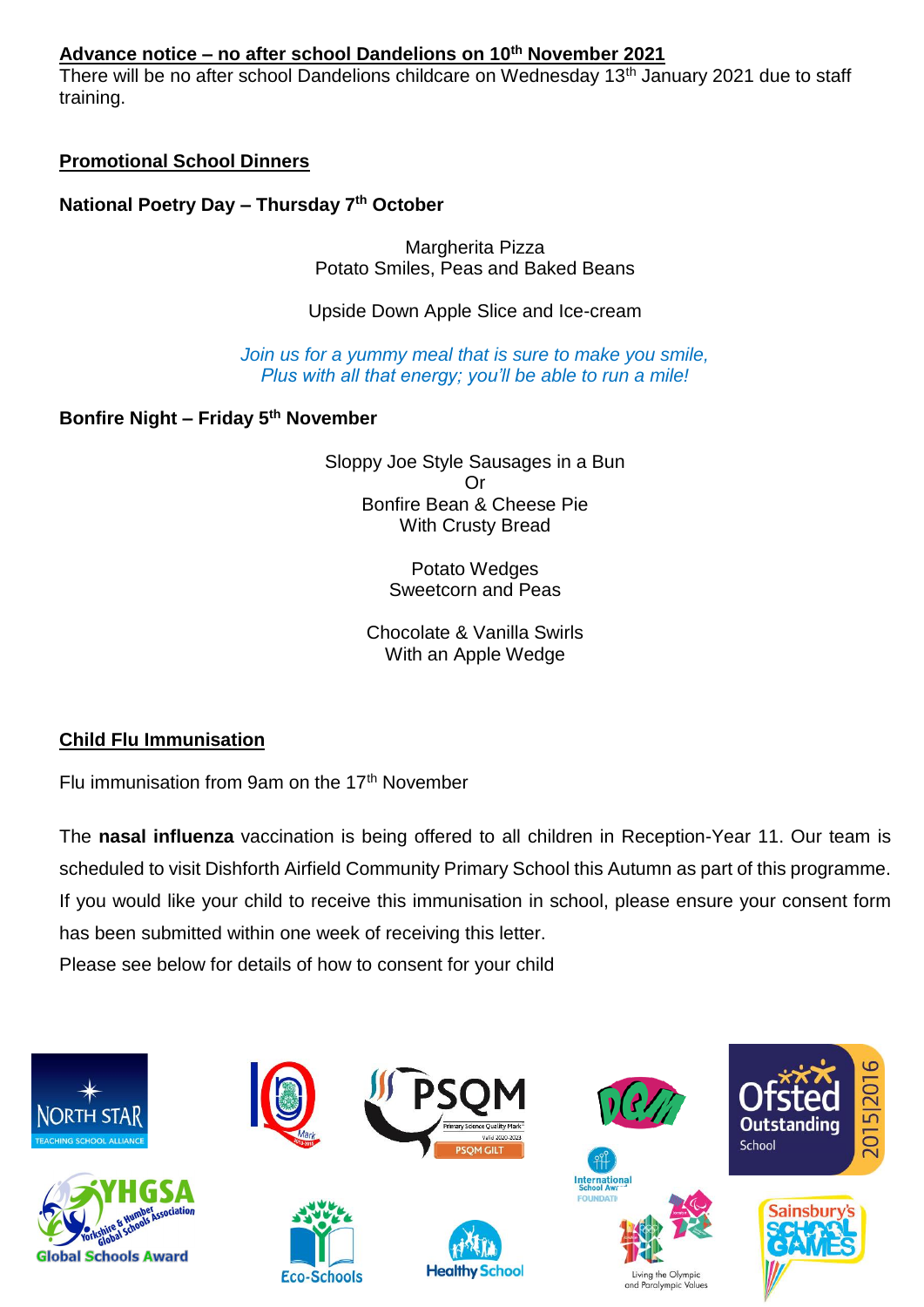**Advance notice – no after school Dandelions on 10th November 2021**

There will be no after school Dandelions childcare on Wednesday 13th January 2021 due to staff training.

**Promotional School Dinners**

**National Poetry Day – Thursday 7th October**

Margherita Pizza
Potato Smiles, Peas and Baked Beans

Upside Down Apple Slice and Ice-cream

*Join us for a yummy meal that is sure to make you smile,*
*Plus with all that energy; you'll be able to run a mile!*

**Bonfire Night – Friday 5th November**

Sloppy Joe Style Sausages in a Bun
Or
Bonfire Bean & Cheese Pie
With Crusty Bread

Potato Wedges
Sweetcorn and Peas

Chocolate & Vanilla Swirls
With an Apple Wedge

**Child Flu Immunisation**

Flu immunisation from 9am on the 17th November

The **nasal influenza** vaccination is being offered to all children in Reception-Year 11. Our team is scheduled to visit Dishforth Airfield Community Primary School this Autumn as part of this programme. If you would like your child to receive this immunisation in school, please ensure your consent form has been submitted within one week of receiving this letter.

Please see below for details of how to consent for your child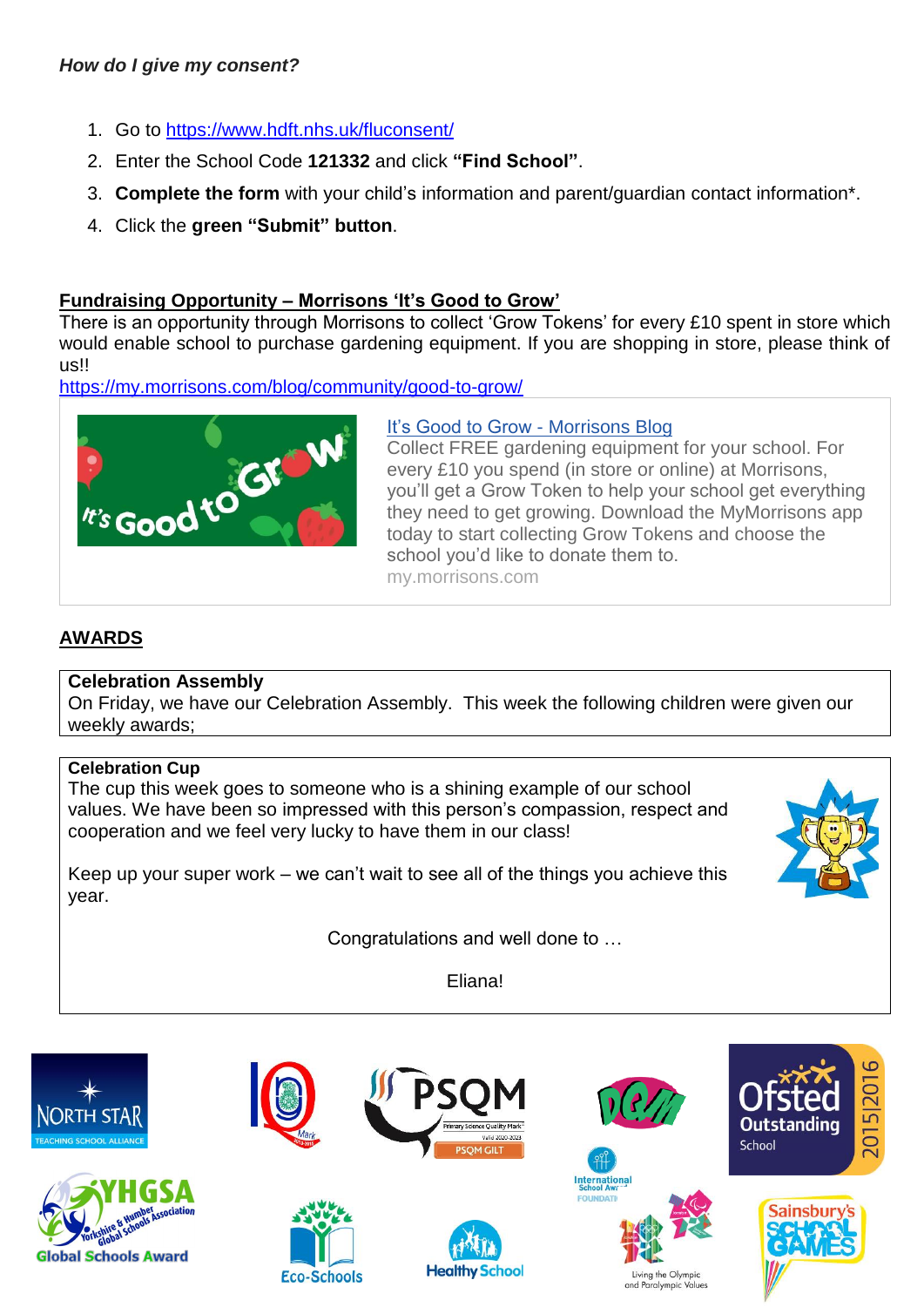*How do I give my consent?*

1. Go to https://www.hdft.nhs.uk/fluconsent/
2. Enter the School Code **121332** and click **"Find School"**.
3. **Complete the form** with your child's information and parent/guardian contact information*.
4. Click the **green "Submit" button**.

## Fundraising Opportunity – Morrisons 'It's Good to Grow'

There is an opportunity through Morrisons to collect 'Grow Tokens' for every £10 spent in store which would enable school to purchase gardening equipment. If you are shopping in store, please think of us!!

https://my.morrisons.com/blog/community/good-to-grow/

[It's Good to Grow - Morrisons Blog](https://my.morrisons.com/blog/community/good-to-grow/)

Collect FREE gardening equipment for your school. For every £10 you spend (in store or online) at Morrisons, you'll get a Grow Token to help your school get everything they need to get growing. Download the MyMorrisons app today to start collecting Grow Tokens and choose the school you'd like to donate them to.

my.morrisons.com

## AWARDS

**Celebration Assembly**

On Friday, we have our Celebration Assembly. This week the following children were given our weekly awards;

**Celebration Cup**

The cup this week goes to someone who is a shining example of our school values. We have been so impressed with this person's compassion, respect and cooperation and we feel very lucky to have them in our class!

Keep up your super work – we can't wait to see all of the things you achieve this year.

Congratulations and well done to …

Eliana!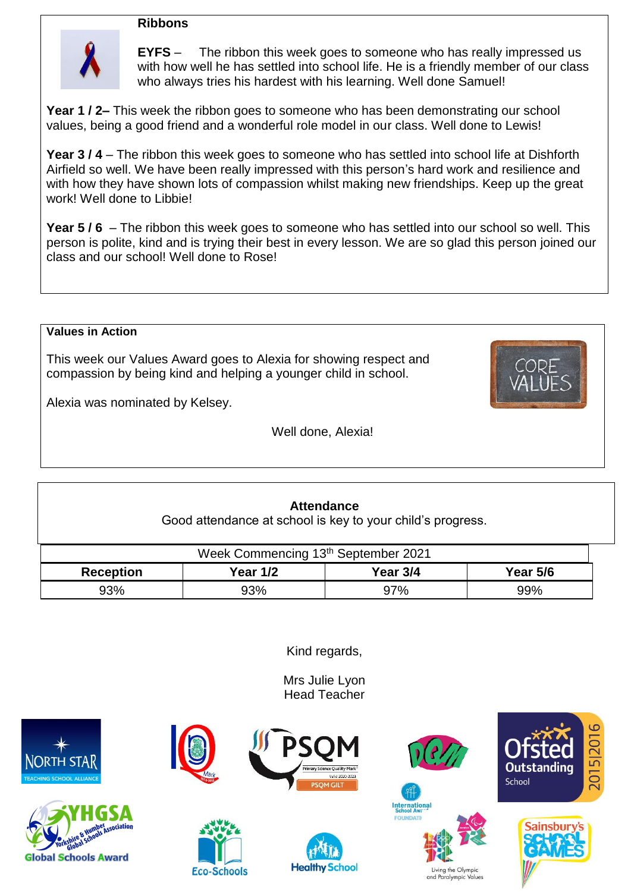## Ribbons

**EYFS** – The ribbon this week goes to someone who has really impressed us with how well he has settled into school life. He is a friendly member of our class who always tries his hardest with his learning. Well done Samuel!

**Year 1 / 2–** This week the ribbon goes to someone who has been demonstrating our school values, being a good friend and a wonderful role model in our class. Well done to Lewis!

**Year 3 / 4** – The ribbon this week goes to someone who has settled into school life at Dishforth Airfield so well. We have been really impressed with this person's hard work and resilience and with how they have shown lots of compassion whilst making new friendships. Keep up the great work! Well done to Libbie!

**Year 5 / 6** – The ribbon this week goes to someone who has settled into our school so well. This person is polite, kind and is trying their best in every lesson. We are so glad this person joined our class and our school! Well done to Rose!

## Values in Action

This week our Values Award goes to Alexia for showing respect and compassion by being kind and helping a younger child in school.

Alexia was nominated by Kelsey.

Well done, Alexia!

## Attendance

Good attendance at school is key to your child's progress.

| Week Commencing 13th September 2021 | | | |
|---|---|---|---|
| **Reception** | **Year 1/2** | **Year 3/4** | **Year 5/6** |
| 93% | 93% | 97% | 99% |

Kind regards,

Mrs Julie Lyon
Head Teacher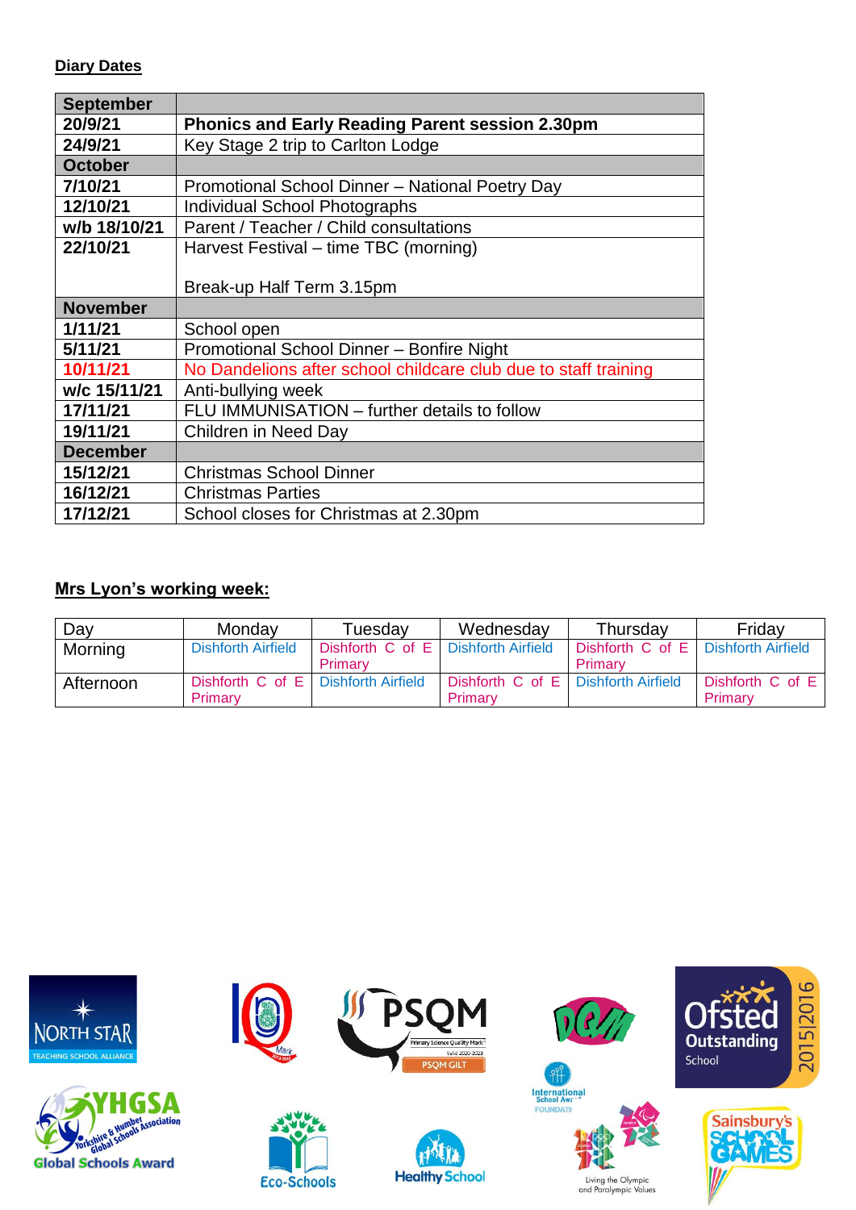**Diary Dates**

| September | |
|---|---|
| **20/9/21** | **Phonics and Early Reading Parent session 2.30pm** |
| **24/9/21** | Key Stage 2 trip to Carlton Lodge |
| **October** | |
| **7/10/21** | Promotional School Dinner – National Poetry Day |
| **12/10/21** | Individual School Photographs |
| **w/b 18/10/21** | Parent / Teacher / Child consultations |
| **22/10/21** | Harvest Festival – time TBC (morning)<br><br>Break-up Half Term 3.15pm |
| **November** | |
| **1/11/21** | School open |
| **5/11/21** | Promotional School Dinner – Bonfire Night |
| **10/11/21** | No Dandelions after school childcare club due to staff training |
| **w/c 15/11/21** | Anti-bullying week |
| **17/11/21** | FLU IMMUNISATION – further details to follow |
| **19/11/21** | Children in Need Day |
| **December** | |
| **15/12/21** | Christmas School Dinner |
| **16/12/21** | Christmas Parties |
| **17/12/21** | School closes for Christmas at 2.30pm |

**Mrs Lyon's working week:**

| Day | Monday | Tuesday | Wednesday | Thursday | Friday |
|---|---|---|---|---|---|
| Morning | Dishforth Airfield | Dishforth C of E Primary | Dishforth Airfield | Dishforth C of E Primary | Dishforth Airfield |
| Afternoon | Dishforth C of E Primary | Dishforth Airfield | Dishforth C of E Primary | Dishforth Airfield | Dishforth C of E Primary |